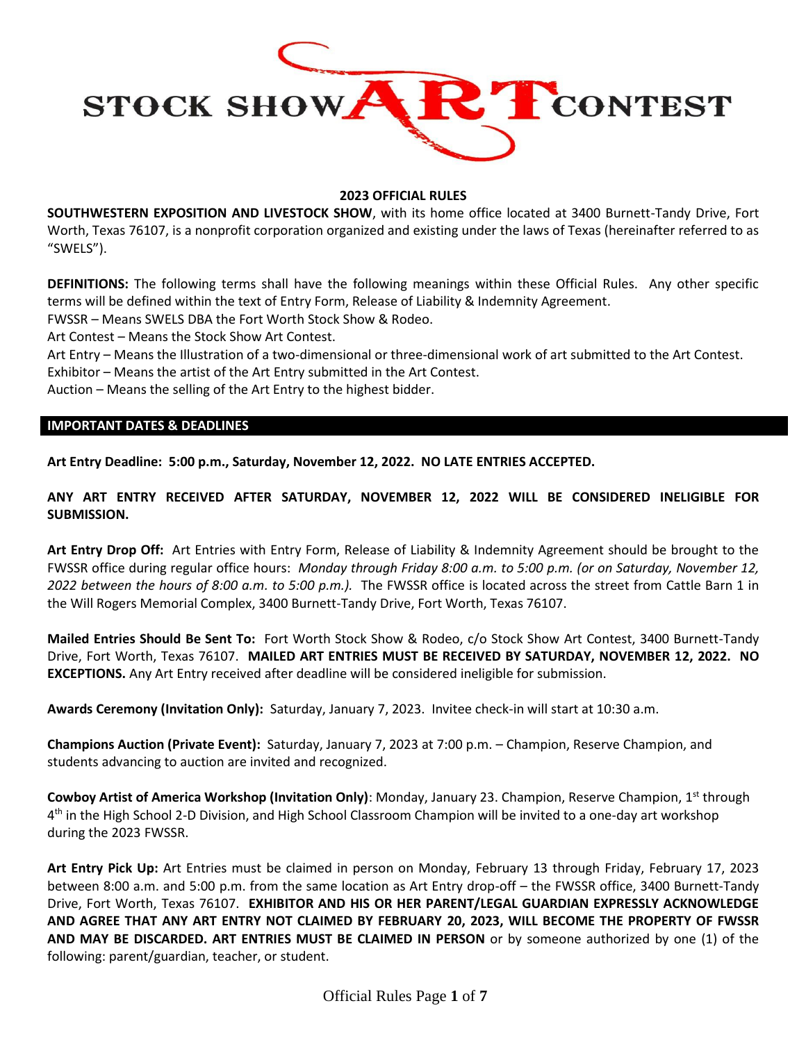# STOCK SHOW ART CONTEST

**2023 OFFICIAL RULES**

**SOUTHWESTERN EXPOSITION AND LIVESTOCK SHOW**, with its home office located at 3400 Burnett-Tandy Drive, Fort Worth, Texas 76107, is a nonprofit corporation organized and existing under the laws of Texas (hereinafter referred to as "SWELS").

**DEFINITIONS:** The following terms shall have the following meanings within these Official Rules. Any other specific terms will be defined within the text of Entry Form, Release of Liability & Indemnity Agreement.

FWSSR – Means SWELS DBA the Fort Worth Stock Show & Rodeo.

Art Contest – Means the Stock Show Art Contest.

Art Entry – Means the Illustration of a two-dimensional or three-dimensional work of art submitted to the Art Contest.

Exhibitor – Means the artist of the Art Entry submitted in the Art Contest.

Auction – Means the selling of the Art Entry to the highest bidder.

## IMPORTANT DATES & DEADLINES

**Art Entry Deadline: 5:00 p.m., Saturday, November 12, 2022. NO LATE ENTRIES ACCEPTED.**

**ANY ART ENTRY RECEIVED AFTER SATURDAY, NOVEMBER 12, 2022 WILL BE CONSIDERED INELIGIBLE FOR SUBMISSION.**

**Art Entry Drop Off:** Art Entries with Entry Form, Release of Liability & Indemnity Agreement should be brought to the FWSSR office during regular office hours: *Monday through Friday 8:00 a.m. to 5:00 p.m. (or on Saturday, November 12, 2022 between the hours of 8:00 a.m. to 5:00 p.m.).* The FWSSR office is located across the street from Cattle Barn 1 in the Will Rogers Memorial Complex, 3400 Burnett-Tandy Drive, Fort Worth, Texas 76107.

**Mailed Entries Should Be Sent To:** Fort Worth Stock Show & Rodeo, c/o Stock Show Art Contest, 3400 Burnett-Tandy Drive, Fort Worth, Texas 76107. **MAILED ART ENTRIES MUST BE RECEIVED BY SATURDAY, NOVEMBER 12, 2022. NO EXCEPTIONS.** Any Art Entry received after deadline will be considered ineligible for submission.

**Awards Ceremony (Invitation Only):** Saturday, January 7, 2023. Invitee check-in will start at 10:30 a.m.

**Champions Auction (Private Event):** Saturday, January 7, 2023 at 7:00 p.m. – Champion, Reserve Champion, and students advancing to auction are invited and recognized.

**Cowboy Artist of America Workshop (Invitation Only)**: Monday, January 23. Champion, Reserve Champion, 1st through 4th in the High School 2-D Division, and High School Classroom Champion will be invited to a one-day art workshop during the 2023 FWSSR.

**Art Entry Pick Up:** Art Entries must be claimed in person on Monday, February 13 through Friday, February 17, 2023 between 8:00 a.m. and 5:00 p.m. from the same location as Art Entry drop-off – the FWSSR office, 3400 Burnett-Tandy Drive, Fort Worth, Texas 76107. **EXHIBITOR AND HIS OR HER PARENT/LEGAL GUARDIAN EXPRESSLY ACKNOWLEDGE AND AGREE THAT ANY ART ENTRY NOT CLAIMED BY FEBRUARY 20, 2023, WILL BECOME THE PROPERTY OF FWSSR AND MAY BE DISCARDED. ART ENTRIES MUST BE CLAIMED IN PERSON** or by someone authorized by one (1) of the following: parent/guardian, teacher, or student.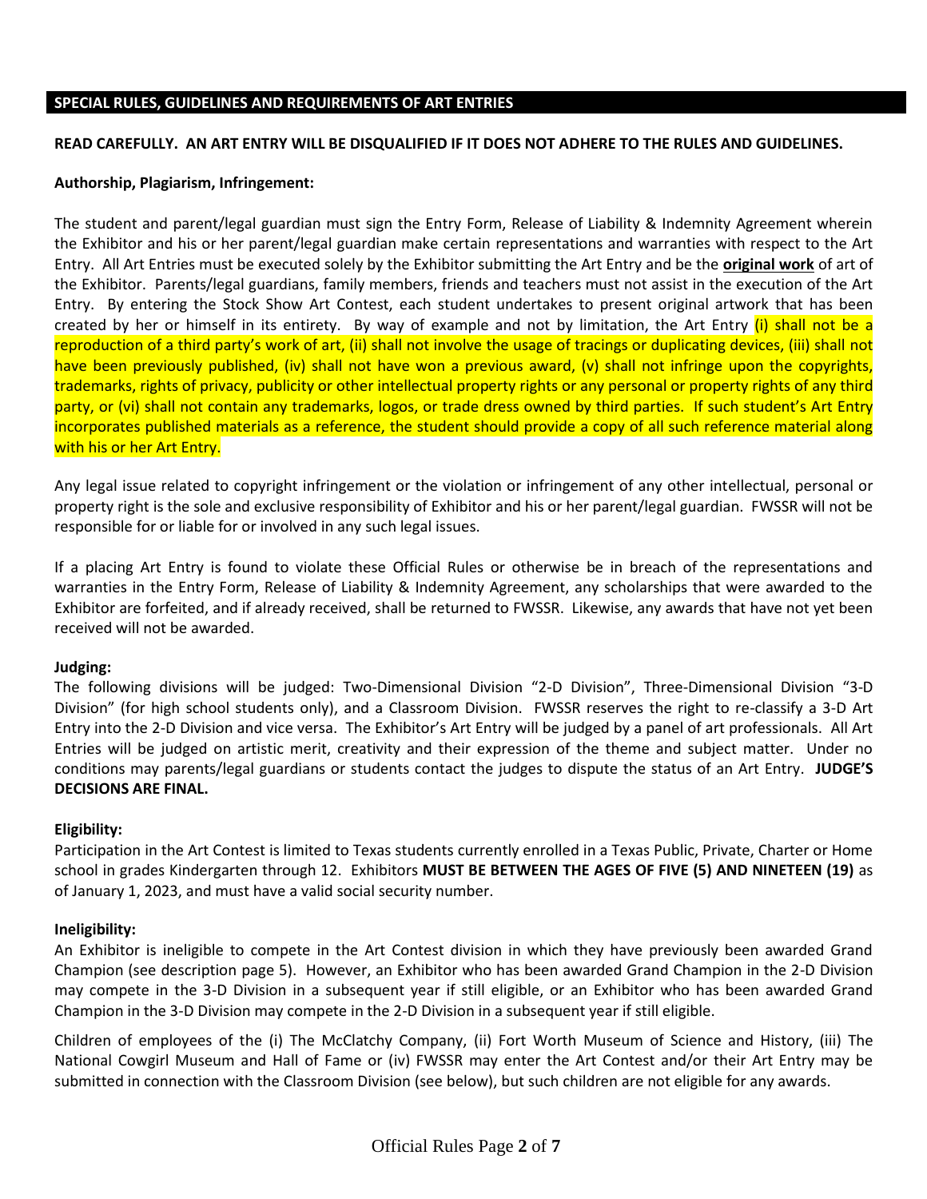## SPECIAL RULES, GUIDELINES AND REQUIREMENTS OF ART ENTRIES

**READ CAREFULLY. AN ART ENTRY WILL BE DISQUALIFIED IF IT DOES NOT ADHERE TO THE RULES AND GUIDELINES.**

**Authorship, Plagiarism, Infringement:**

The student and parent/legal guardian must sign the Entry Form, Release of Liability & Indemnity Agreement wherein the Exhibitor and his or her parent/legal guardian make certain representations and warranties with respect to the Art Entry. All Art Entries must be executed solely by the Exhibitor submitting the Art Entry and be the **original work** of art of the Exhibitor. Parents/legal guardians, family members, friends and teachers must not assist in the execution of the Art Entry. By entering the Stock Show Art Contest, each student undertakes to present original artwork that has been created by her or himself in its entirety. By way of example and not by limitation, the Art Entry (i) shall not be a reproduction of a third party's work of art, (ii) shall not involve the usage of tracings or duplicating devices, (iii) shall not have been previously published, (iv) shall not have won a previous award, (v) shall not infringe upon the copyrights, trademarks, rights of privacy, publicity or other intellectual property rights or any personal or property rights of any third party, or (vi) shall not contain any trademarks, logos, or trade dress owned by third parties. If such student's Art Entry incorporates published materials as a reference, the student should provide a copy of all such reference material along with his or her Art Entry.

Any legal issue related to copyright infringement or the violation or infringement of any other intellectual, personal or property right is the sole and exclusive responsibility of Exhibitor and his or her parent/legal guardian. FWSSR will not be responsible for or liable for or involved in any such legal issues.

If a placing Art Entry is found to violate these Official Rules or otherwise be in breach of the representations and warranties in the Entry Form, Release of Liability & Indemnity Agreement, any scholarships that were awarded to the Exhibitor are forfeited, and if already received, shall be returned to FWSSR. Likewise, any awards that have not yet been received will not be awarded.

**Judging:**

The following divisions will be judged: Two-Dimensional Division "2-D Division", Three-Dimensional Division "3-D Division" (for high school students only), and a Classroom Division. FWSSR reserves the right to re-classify a 3-D Art Entry into the 2-D Division and vice versa. The Exhibitor's Art Entry will be judged by a panel of art professionals. All Art Entries will be judged on artistic merit, creativity and their expression of the theme and subject matter. Under no conditions may parents/legal guardians or students contact the judges to dispute the status of an Art Entry. **JUDGE'S DECISIONS ARE FINAL.**

**Eligibility:**

Participation in the Art Contest is limited to Texas students currently enrolled in a Texas Public, Private, Charter or Home school in grades Kindergarten through 12. Exhibitors **MUST BE BETWEEN THE AGES OF FIVE (5) AND NINETEEN (19)** as of January 1, 2023, and must have a valid social security number.

**Ineligibility:**

An Exhibitor is ineligible to compete in the Art Contest division in which they have previously been awarded Grand Champion (see description page 5). However, an Exhibitor who has been awarded Grand Champion in the 2-D Division may compete in the 3-D Division in a subsequent year if still eligible, or an Exhibitor who has been awarded Grand Champion in the 3-D Division may compete in the 2-D Division in a subsequent year if still eligible.

Children of employees of the (i) The McClatchy Company, (ii) Fort Worth Museum of Science and History, (iii) The National Cowgirl Museum and Hall of Fame or (iv) FWSSR may enter the Art Contest and/or their Art Entry may be submitted in connection with the Classroom Division (see below), but such children are not eligible for any awards.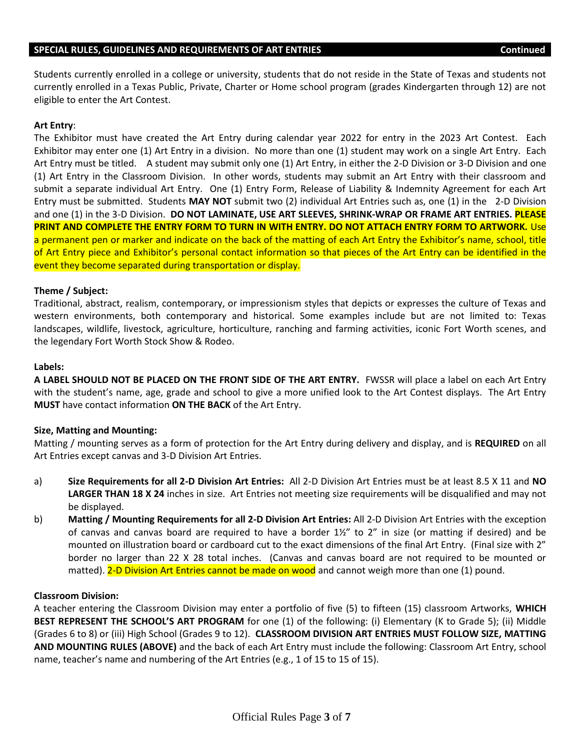## SPECIAL RULES, GUIDELINES AND REQUIREMENTS OF ART ENTRIES **Continued**

Students currently enrolled in a college or university, students that do not reside in the State of Texas and students not currently enrolled in a Texas Public, Private, Charter or Home school program (grades Kindergarten through 12) are not eligible to enter the Art Contest.

**Art Entry**:

The Exhibitor must have created the Art Entry during calendar year 2022 for entry in the 2023 Art Contest. Each Exhibitor may enter one (1) Art Entry in a division. No more than one (1) student may work on a single Art Entry. Each Art Entry must be titled. A student may submit only one (1) Art Entry, in either the 2-D Division or 3-D Division and one (1) Art Entry in the Classroom Division. In other words, students may submit an Art Entry with their classroom and submit a separate individual Art Entry. One (1) Entry Form, Release of Liability & Indemnity Agreement for each Art Entry must be submitted. Students **MAY NOT** submit two (2) individual Art Entries such as, one (1) in the 2-D Division and one (1) in the 3-D Division. **DO NOT LAMINATE, USE ART SLEEVES, SHRINK-WRAP OR FRAME ART ENTRIES. PLEASE PRINT AND COMPLETE THE ENTRY FORM TO TURN IN WITH ENTRY. DO NOT ATTACH ENTRY FORM TO ARTWORK.** Use a permanent pen or marker and indicate on the back of the matting of each Art Entry the Exhibitor's name, school, title of Art Entry piece and Exhibitor's personal contact information so that pieces of the Art Entry can be identified in the event they become separated during transportation or display.

**Theme / Subject:**

Traditional, abstract, realism, contemporary, or impressionism styles that depicts or expresses the culture of Texas and western environments, both contemporary and historical. Some examples include but are not limited to: Texas landscapes, wildlife, livestock, agriculture, horticulture, ranching and farming activities, iconic Fort Worth scenes, and the legendary Fort Worth Stock Show & Rodeo.

**Labels:**

**A LABEL SHOULD NOT BE PLACED ON THE FRONT SIDE OF THE ART ENTRY.** FWSSR will place a label on each Art Entry with the student's name, age, grade and school to give a more unified look to the Art Contest displays. The Art Entry **MUST** have contact information **ON THE BACK** of the Art Entry.

**Size, Matting and Mounting:**

Matting / mounting serves as a form of protection for the Art Entry during delivery and display, and is **REQUIRED** on all Art Entries except canvas and 3-D Division Art Entries.

a) **Size Requirements for all 2-D Division Art Entries:** All 2-D Division Art Entries must be at least 8.5 X 11 and **NO LARGER THAN 18 X 24** inches in size. Art Entries not meeting size requirements will be disqualified and may not be displayed.

b) **Matting / Mounting Requirements for all 2-D Division Art Entries:** All 2-D Division Art Entries with the exception of canvas and canvas board are required to have a border 1½" to 2" in size (or matting if desired) and be mounted on illustration board or cardboard cut to the exact dimensions of the final Art Entry. (Final size with 2" border no larger than 22 X 28 total inches. (Canvas and canvas board are not required to be mounted or matted). 2-D Division Art Entries cannot be made on wood and cannot weigh more than one (1) pound.

**Classroom Division:**

A teacher entering the Classroom Division may enter a portfolio of five (5) to fifteen (15) classroom Artworks, **WHICH BEST REPRESENT THE SCHOOL'S ART PROGRAM** for one (1) of the following: (i) Elementary (K to Grade 5); (ii) Middle (Grades 6 to 8) or (iii) High School (Grades 9 to 12). **CLASSROOM DIVISION ART ENTRIES MUST FOLLOW SIZE, MATTING AND MOUNTING RULES (ABOVE)** and the back of each Art Entry must include the following: Classroom Art Entry, school name, teacher's name and numbering of the Art Entries (e.g., 1 of 15 to 15 of 15).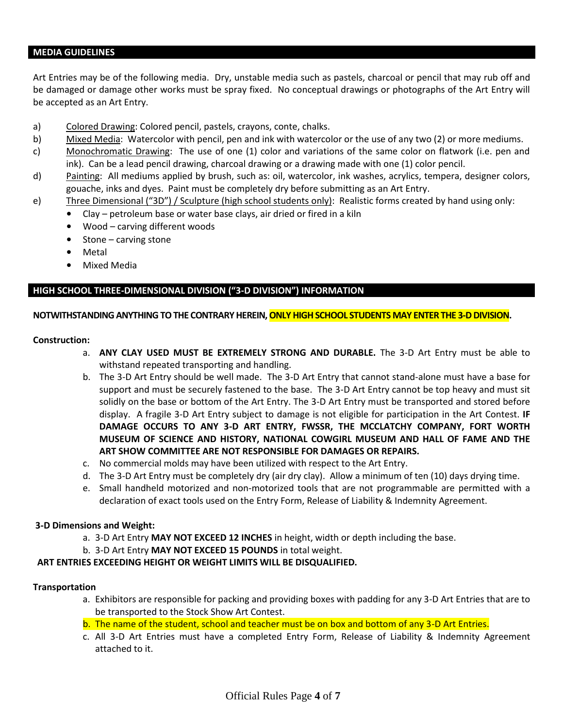## MEDIA GUIDELINES

Art Entries may be of the following media. Dry, unstable media such as pastels, charcoal or pencil that may rub off and be damaged or damage other works must be spray fixed. No conceptual drawings or photographs of the Art Entry will be accepted as an Art Entry.

a) Colored Drawing: Colored pencil, pastels, crayons, conte, chalks.

b) Mixed Media: Watercolor with pencil, pen and ink with watercolor or the use of any two (2) or more mediums.

c) Monochromatic Drawing: The use of one (1) color and variations of the same color on flatwork (i.e. pen and ink). Can be a lead pencil drawing, charcoal drawing or a drawing made with one (1) color pencil.

d) Painting: All mediums applied by brush, such as: oil, watercolor, ink washes, acrylics, tempera, designer colors, gouache, inks and dyes. Paint must be completely dry before submitting as an Art Entry.

e) Three Dimensional ("3D") / Sculpture (high school students only): Realistic forms created by hand using only:
- Clay – petroleum base or water base clays, air dried or fired in a kiln
- Wood – carving different woods
- Stone – carving stone
- Metal
- Mixed Media

## HIGH SCHOOL THREE-DIMENSIONAL DIVISION ("3-D DIVISION") INFORMATION

**NOTWITHSTANDING ANYTHING TO THE CONTRARY HEREIN, ONLY HIGH SCHOOL STUDENTS MAY ENTER THE 3-D DIVISION.**

**Construction:**

a. **ANY CLAY USED MUST BE EXTREMELY STRONG AND DURABLE.** The 3-D Art Entry must be able to withstand repeated transporting and handling.

b. The 3-D Art Entry should be well made. The 3-D Art Entry that cannot stand-alone must have a base for support and must be securely fastened to the base. The 3-D Art Entry cannot be top heavy and must sit solidly on the base or bottom of the Art Entry. The 3-D Art Entry must be transported and stored before display. A fragile 3-D Art Entry subject to damage is not eligible for participation in the Art Contest. **IF DAMAGE OCCURS TO ANY 3-D ART ENTRY, FWSSR, THE MCCLATCHY COMPANY, FORT WORTH MUSEUM OF SCIENCE AND HISTORY, NATIONAL COWGIRL MUSEUM AND HALL OF FAME AND THE ART SHOW COMMITTEE ARE NOT RESPONSIBLE FOR DAMAGES OR REPAIRS.**

c. No commercial molds may have been utilized with respect to the Art Entry.

d. The 3-D Art Entry must be completely dry (air dry clay). Allow a minimum of ten (10) days drying time.

e. Small handheld motorized and non-motorized tools that are not programmable are permitted with a declaration of exact tools used on the Entry Form, Release of Liability & Indemnity Agreement.

**3-D Dimensions and Weight:**

a. 3-D Art Entry **MAY NOT EXCEED 12 INCHES** in height, width or depth including the base.

b. 3-D Art Entry **MAY NOT EXCEED 15 POUNDS** in total weight.

**ART ENTRIES EXCEEDING HEIGHT OR WEIGHT LIMITS WILL BE DISQUALIFIED.**

**Transportation**

a. Exhibitors are responsible for packing and providing boxes with padding for any 3-D Art Entries that are to be transported to the Stock Show Art Contest.

b. The name of the student, school and teacher must be on box and bottom of any 3-D Art Entries.

c. All 3-D Art Entries must have a completed Entry Form, Release of Liability & Indemnity Agreement attached to it.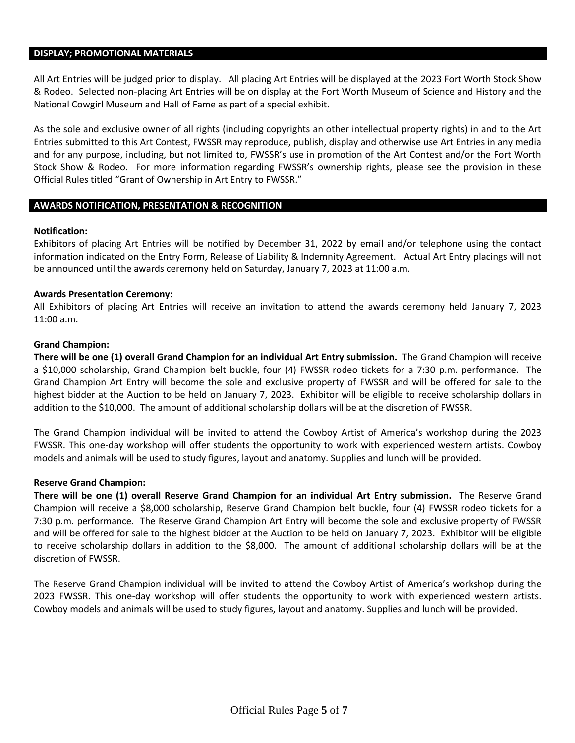## DISPLAY; PROMOTIONAL MATERIALS

All Art Entries will be judged prior to display. All placing Art Entries will be displayed at the 2023 Fort Worth Stock Show & Rodeo. Selected non-placing Art Entries will be on display at the Fort Worth Museum of Science and History and the National Cowgirl Museum and Hall of Fame as part of a special exhibit.

As the sole and exclusive owner of all rights (including copyrights an other intellectual property rights) in and to the Art Entries submitted to this Art Contest, FWSSR may reproduce, publish, display and otherwise use Art Entries in any media and for any purpose, including, but not limited to, FWSSR's use in promotion of the Art Contest and/or the Fort Worth Stock Show & Rodeo. For more information regarding FWSSR's ownership rights, please see the provision in these Official Rules titled "Grant of Ownership in Art Entry to FWSSR."

## AWARDS NOTIFICATION, PRESENTATION & RECOGNITION

**Notification:**
Exhibitors of placing Art Entries will be notified by December 31, 2022 by email and/or telephone using the contact information indicated on the Entry Form, Release of Liability & Indemnity Agreement. Actual Art Entry placings will not be announced until the awards ceremony held on Saturday, January 7, 2023 at 11:00 a.m.

**Awards Presentation Ceremony:**
All Exhibitors of placing Art Entries will receive an invitation to attend the awards ceremony held January 7, 2023 11:00 a.m.

**Grand Champion:**
**There will be one (1) overall Grand Champion for an individual Art Entry submission.** The Grand Champion will receive a $10,000 scholarship, Grand Champion belt buckle, four (4) FWSSR rodeo tickets for a 7:30 p.m. performance. The Grand Champion Art Entry will become the sole and exclusive property of FWSSR and will be offered for sale to the highest bidder at the Auction to be held on January 7, 2023. Exhibitor will be eligible to receive scholarship dollars in addition to the $10,000. The amount of additional scholarship dollars will be at the discretion of FWSSR.

The Grand Champion individual will be invited to attend the Cowboy Artist of America's workshop during the 2023 FWSSR. This one-day workshop will offer students the opportunity to work with experienced western artists. Cowboy models and animals will be used to study figures, layout and anatomy. Supplies and lunch will be provided.

**Reserve Grand Champion:**
**There will be one (1) overall Reserve Grand Champion for an individual Art Entry submission.** The Reserve Grand Champion will receive a $8,000 scholarship, Reserve Grand Champion belt buckle, four (4) FWSSR rodeo tickets for a 7:30 p.m. performance. The Reserve Grand Champion Art Entry will become the sole and exclusive property of FWSSR and will be offered for sale to the highest bidder at the Auction to be held on January 7, 2023. Exhibitor will be eligible to receive scholarship dollars in addition to the $8,000. The amount of additional scholarship dollars will be at the discretion of FWSSR.

The Reserve Grand Champion individual will be invited to attend the Cowboy Artist of America's workshop during the 2023 FWSSR. This one-day workshop will offer students the opportunity to work with experienced western artists. Cowboy models and animals will be used to study figures, layout and anatomy. Supplies and lunch will be provided.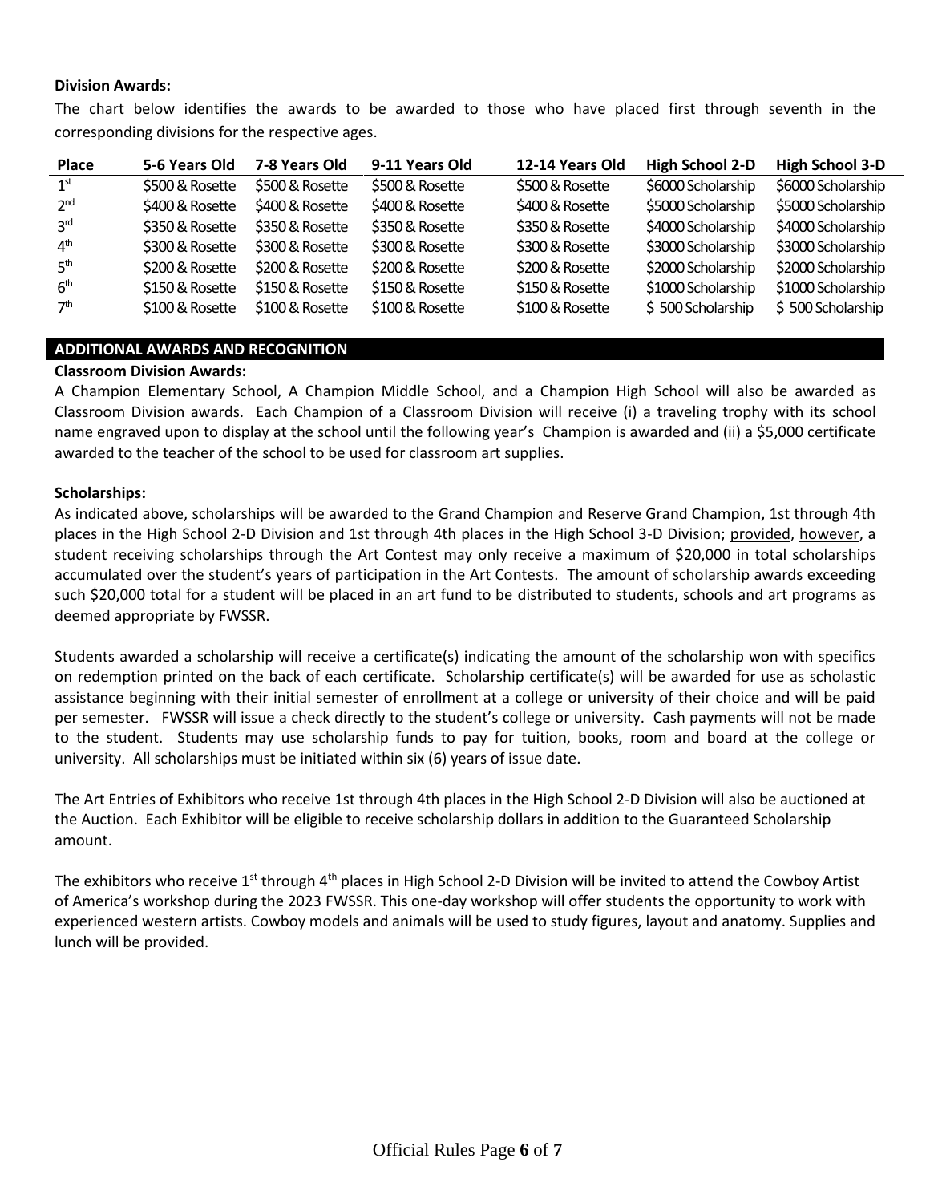**Division Awards:**

The chart below identifies the awards to be awarded to those who have placed first through seventh in the corresponding divisions for the respective ages.

| Place | 5-6 Years Old | 7-8 Years Old | 9-11 Years Old | 12-14 Years Old | High School 2-D | High School 3-D |
|---|---|---|---|---|---|---|
| 1st | $500 & Rosette | $500 & Rosette | $500 & Rosette | $500 & Rosette | $6000 Scholarship | $6000 Scholarship |
| 2nd | $400 & Rosette | $400 & Rosette | $400 & Rosette | $400 & Rosette | $5000 Scholarship | $5000 Scholarship |
| 3rd | $350 & Rosette | $350 & Rosette | $350 & Rosette | $350 & Rosette | $4000 Scholarship | $4000 Scholarship |
| 4th | $300 & Rosette | $300 & Rosette | $300 & Rosette | $300 & Rosette | $3000 Scholarship | $3000 Scholarship |
| 5th | $200 & Rosette | $200 & Rosette | $200 & Rosette | $200 & Rosette | $2000 Scholarship | $2000 Scholarship |
| 6th | $150 & Rosette | $150 & Rosette | $150 & Rosette | $150 & Rosette | $1000 Scholarship | $1000 Scholarship |
| 7th | $100 & Rosette | $100 & Rosette | $100 & Rosette | $100 & Rosette | $ 500 Scholarship | $ 500 Scholarship |

## ADDITIONAL AWARDS AND RECOGNITION

**Classroom Division Awards:**

A Champion Elementary School, A Champion Middle School, and a Champion High School will also be awarded as Classroom Division awards. Each Champion of a Classroom Division will receive (i) a traveling trophy with its school name engraved upon to display at the school until the following year's Champion is awarded and (ii) a $5,000 certificate awarded to the teacher of the school to be used for classroom art supplies.

**Scholarships:**

As indicated above, scholarships will be awarded to the Grand Champion and Reserve Grand Champion, 1st through 4th places in the High School 2-D Division and 1st through 4th places in the High School 3-D Division; provided, however, a student receiving scholarships through the Art Contest may only receive a maximum of $20,000 in total scholarships accumulated over the student's years of participation in the Art Contests. The amount of scholarship awards exceeding such $20,000 total for a student will be placed in an art fund to be distributed to students, schools and art programs as deemed appropriate by FWSSR.

Students awarded a scholarship will receive a certificate(s) indicating the amount of the scholarship won with specifics on redemption printed on the back of each certificate. Scholarship certificate(s) will be awarded for use as scholastic assistance beginning with their initial semester of enrollment at a college or university of their choice and will be paid per semester. FWSSR will issue a check directly to the student's college or university. Cash payments will not be made to the student. Students may use scholarship funds to pay for tuition, books, room and board at the college or university. All scholarships must be initiated within six (6) years of issue date.

The Art Entries of Exhibitors who receive 1st through 4th places in the High School 2-D Division will also be auctioned at the Auction. Each Exhibitor will be eligible to receive scholarship dollars in addition to the Guaranteed Scholarship amount.

The exhibitors who receive 1st through 4th places in High School 2-D Division will be invited to attend the Cowboy Artist of America's workshop during the 2023 FWSSR. This one-day workshop will offer students the opportunity to work with experienced western artists. Cowboy models and animals will be used to study figures, layout and anatomy. Supplies and lunch will be provided.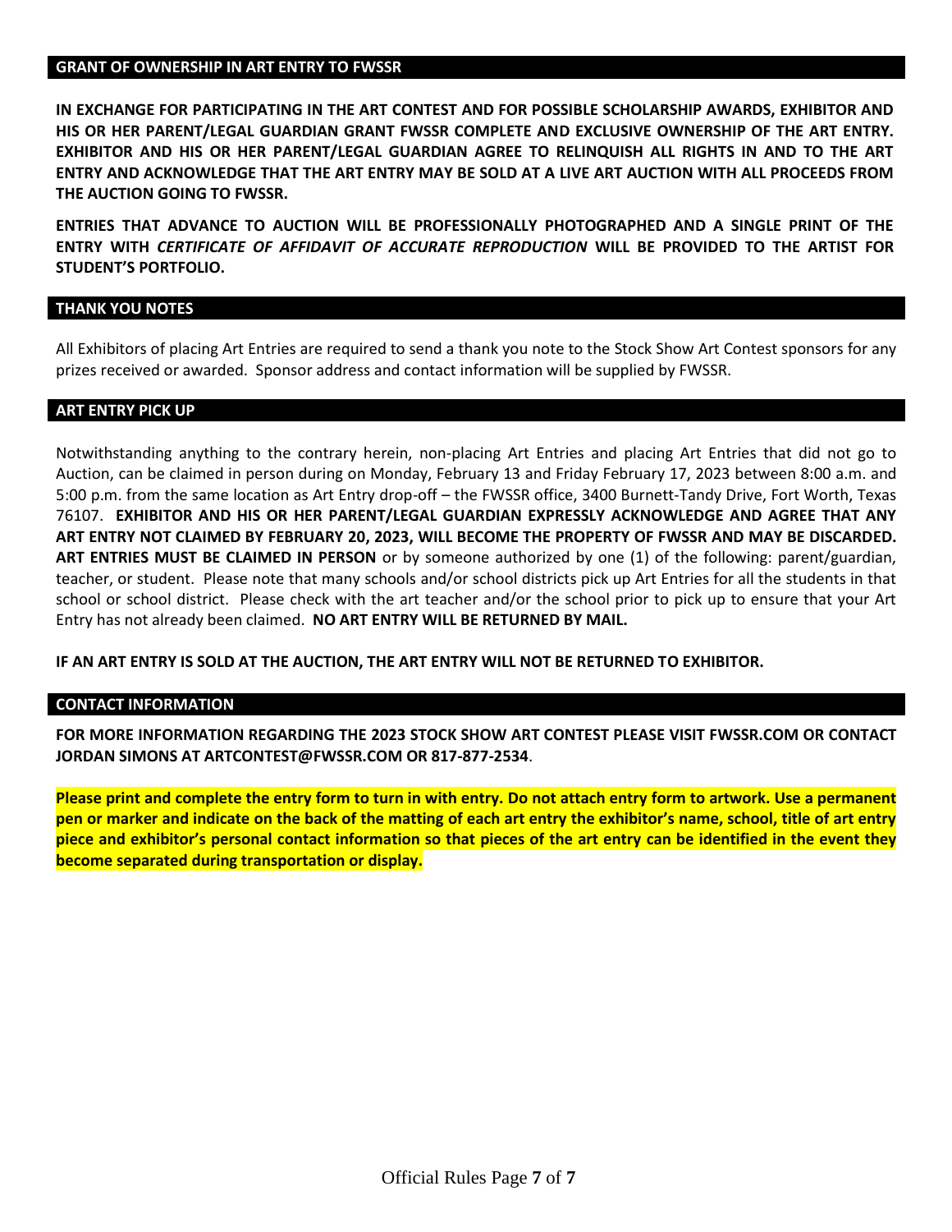## GRANT OF OWNERSHIP IN ART ENTRY TO FWSSR

**IN EXCHANGE FOR PARTICIPATING IN THE ART CONTEST AND FOR POSSIBLE SCHOLARSHIP AWARDS, EXHIBITOR AND HIS OR HER PARENT/LEGAL GUARDIAN GRANT FWSSR COMPLETE AND EXCLUSIVE OWNERSHIP OF THE ART ENTRY. EXHIBITOR AND HIS OR HER PARENT/LEGAL GUARDIAN AGREE TO RELINQUISH ALL RIGHTS IN AND TO THE ART ENTRY AND ACKNOWLEDGE THAT THE ART ENTRY MAY BE SOLD AT A LIVE ART AUCTION WITH ALL PROCEEDS FROM THE AUCTION GOING TO FWSSR.**

**ENTRIES THAT ADVANCE TO AUCTION WILL BE PROFESSIONALLY PHOTOGRAPHED AND A SINGLE PRINT OF THE ENTRY WITH *CERTIFICATE OF AFFIDAVIT OF ACCURATE REPRODUCTION* WILL BE PROVIDED TO THE ARTIST FOR STUDENT'S PORTFOLIO.**

## THANK YOU NOTES

All Exhibitors of placing Art Entries are required to send a thank you note to the Stock Show Art Contest sponsors for any prizes received or awarded. Sponsor address and contact information will be supplied by FWSSR.

## ART ENTRY PICK UP

Notwithstanding anything to the contrary herein, non-placing Art Entries and placing Art Entries that did not go to Auction, can be claimed in person during on Monday, February 13 and Friday February 17, 2023 between 8:00 a.m. and 5:00 p.m. from the same location as Art Entry drop-off – the FWSSR office, 3400 Burnett-Tandy Drive, Fort Worth, Texas 76107. **EXHIBITOR AND HIS OR HER PARENT/LEGAL GUARDIAN EXPRESSLY ACKNOWLEDGE AND AGREE THAT ANY ART ENTRY NOT CLAIMED BY FEBRUARY 20, 2023, WILL BECOME THE PROPERTY OF FWSSR AND MAY BE DISCARDED. ART ENTRIES MUST BE CLAIMED IN PERSON** or by someone authorized by one (1) of the following: parent/guardian, teacher, or student. Please note that many schools and/or school districts pick up Art Entries for all the students in that school or school district. Please check with the art teacher and/or the school prior to pick up to ensure that your Art Entry has not already been claimed. **NO ART ENTRY WILL BE RETURNED BY MAIL.**

**IF AN ART ENTRY IS SOLD AT THE AUCTION, THE ART ENTRY WILL NOT BE RETURNED TO EXHIBITOR.**

## CONTACT INFORMATION

**FOR MORE INFORMATION REGARDING THE 2023 STOCK SHOW ART CONTEST PLEASE VISIT FWSSR.COM OR CONTACT JORDAN SIMONS AT ARTCONTEST@FWSSR.COM OR 817-877-2534**.

**Please print and complete the entry form to turn in with entry. Do not attach entry form to artwork. Use a permanent pen or marker and indicate on the back of the matting of each art entry the exhibitor's name, school, title of art entry piece and exhibitor's personal contact information so that pieces of the art entry can be identified in the event they become separated during transportation or display.**